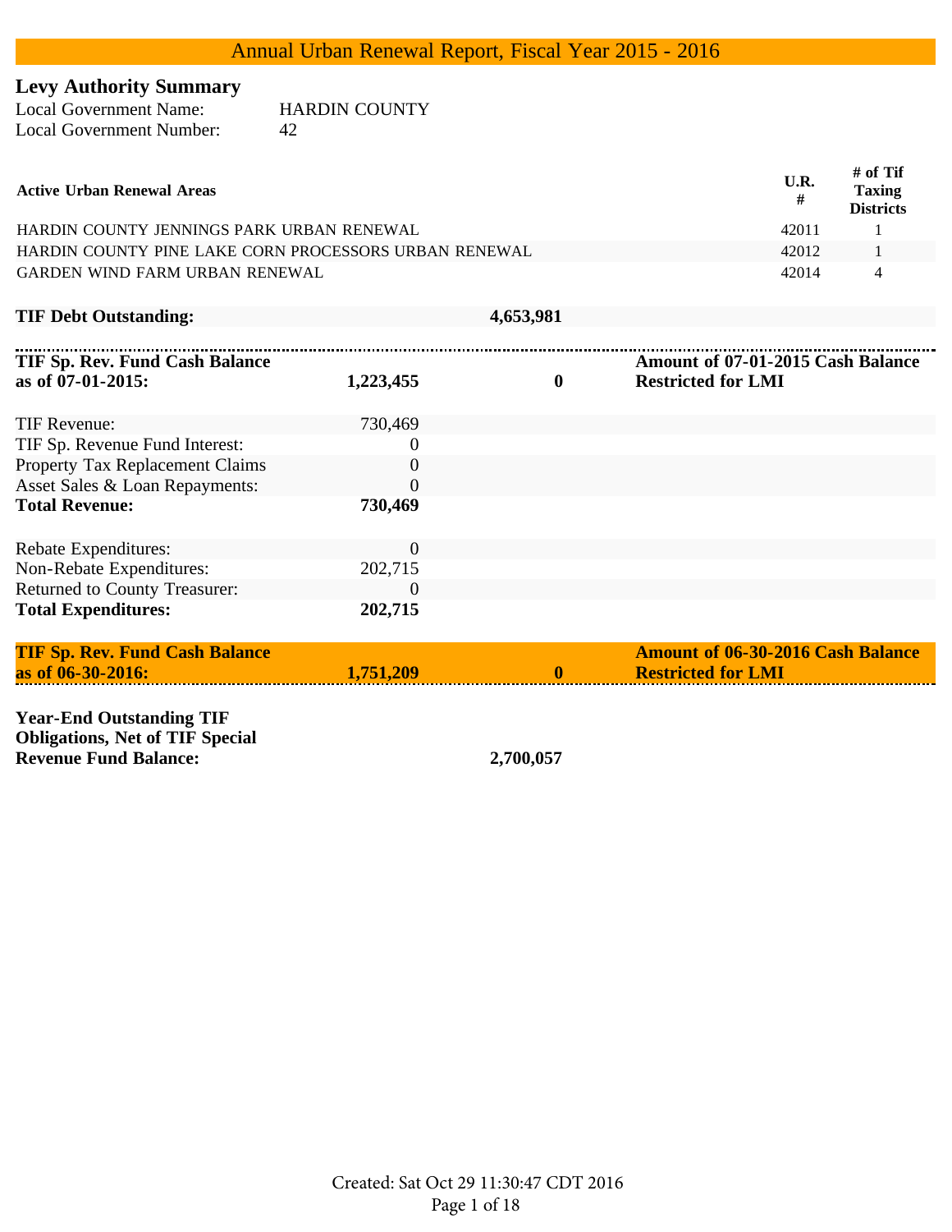# Annual Urban Renewal Report, Fiscal Year 2015 - 2016

## Levy Authority Summary

Local Government Name: HARDIN COUNTY
Local Government Number: 42

| Active Urban Renewal Areas | U.R. # | # of Tif Taxing Districts |
|---|---|---|
| HARDIN COUNTY JENNINGS PARK URBAN RENEWAL | 42011 | 1 |
| HARDIN COUNTY PINE LAKE CORN PROCESSORS URBAN RENEWAL | 42012 | 1 |
| GARDEN WIND FARM URBAN RENEWAL | 42014 | 4 |

**TIF Debt Outstanding:** **4,653,981**

| | | | |
|---|---|---|---|
| **TIF Sp. Rev. Fund Cash Balance as of 07-01-2015:** | **1,223,455** | **0** | **Amount of 07-01-2015 Cash Balance Restricted for LMI** |
| TIF Revenue: | 730,469 | | |
| TIF Sp. Revenue Fund Interest: | 0 | | |
| Property Tax Replacement Claims | 0 | | |
| Asset Sales & Loan Repayments: | 0 | | |
| **Total Revenue:** | **730,469** | | |
| Rebate Expenditures: | 0 | | |
| Non-Rebate Expenditures: | 202,715 | | |
| Returned to County Treasurer: | 0 | | |
| **Total Expenditures:** | **202,715** | | |
| **TIF Sp. Rev. Fund Cash Balance as of 06-30-2016:** | **1,751,209** | **0** | **Amount of 06-30-2016 Cash Balance Restricted for LMI** |

**Year-End Outstanding TIF Obligations, Net of TIF Special Revenue Fund Balance:** **2,700,057**

Created: Sat Oct 29 11:30:47 CDT 2016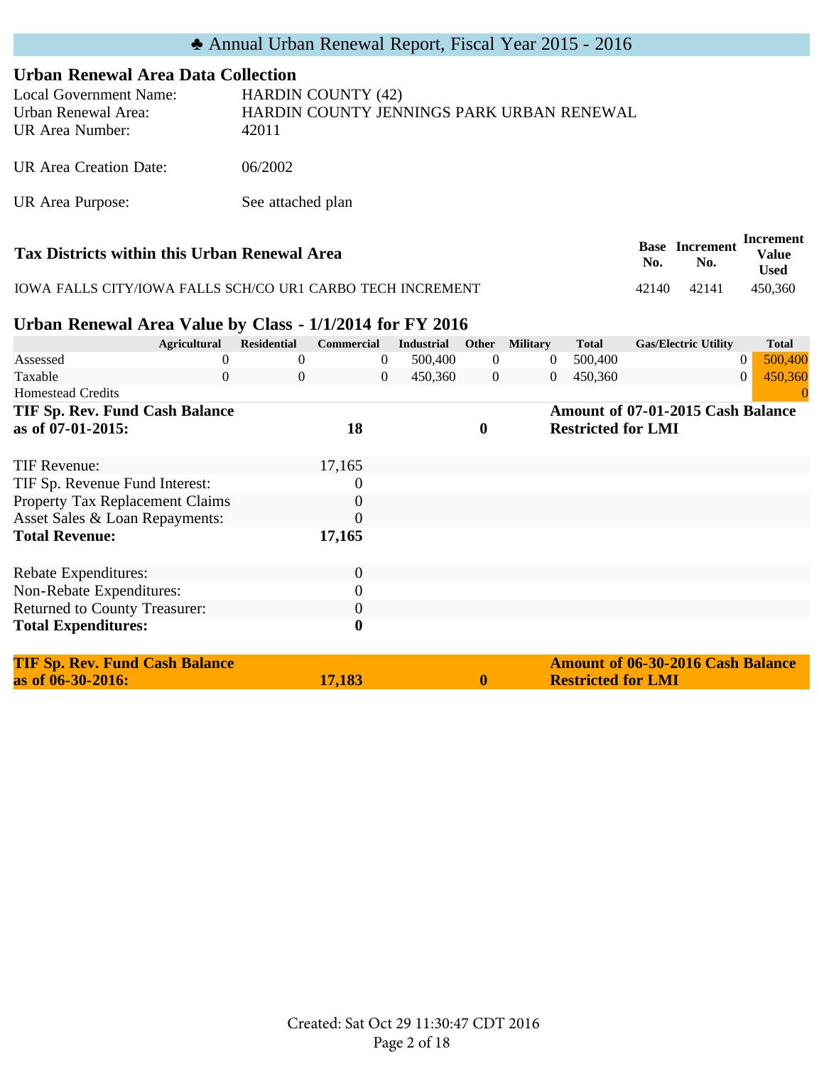# ♣ Annual Urban Renewal Report, Fiscal Year 2015 - 2016

## Urban Renewal Area Data Collection

| | |
|---|---|
| Local Government Name: | HARDIN COUNTY (42) |
| Urban Renewal Area: | HARDIN COUNTY JENNINGS PARK URBAN RENEWAL |
| UR Area Number: | 42011 |
| UR Area Creation Date: | 06/2002 |
| UR Area Purpose: | See attached plan |

### Tax Districts within this Urban Renewal Area

| | Base No. | Increment No. | Increment Value Used |
|---|---|---|---|
| IOWA FALLS CITY/IOWA FALLS SCH/CO UR1 CARBO TECH INCREMENT | 42140 | 42141 | 450,360 |

### Urban Renewal Area Value by Class - 1/1/2014 for FY 2016

| | Agricultural | Residential | Commercial | Industrial | Other | Military | Total | Gas/Electric Utility | Total |
|---|---|---|---|---|---|---|---|---|---|
| Assessed | 0 | 0 | 0 | 500,400 | 0 | 0 | 500,400 | 0 | 500,400 |
| Taxable | 0 | 0 | 0 | 450,360 | 0 | 0 | 450,360 | 0 | 450,360 |
| Homestead Credits | | | | | | | | | 0 |

| | | | |
|---|---|---|---|
| **TIF Sp. Rev. Fund Cash Balance as of 07-01-2015:** | **18** | **0** | **Amount of 07-01-2015 Cash Balance Restricted for LMI** |

| | |
|---|---|
| TIF Revenue: | 17,165 |
| TIF Sp. Revenue Fund Interest: | 0 |
| Property Tax Replacement Claims | 0 |
| Asset Sales & Loan Repayments: | 0 |
| **Total Revenue:** | **17,165** |

| | |
|---|---|
| Rebate Expenditures: | 0 |
| Non-Rebate Expenditures: | 0 |
| Returned to County Treasurer: | 0 |
| **Total Expenditures:** | **0** |

| | | | |
|---|---|---|---|
| **TIF Sp. Rev. Fund Cash Balance as of 06-30-2016:** | **17,183** | **0** | **Amount of 06-30-2016 Cash Balance Restricted for LMI** |

Created: Sat Oct 29 11:30:47 CDT 2016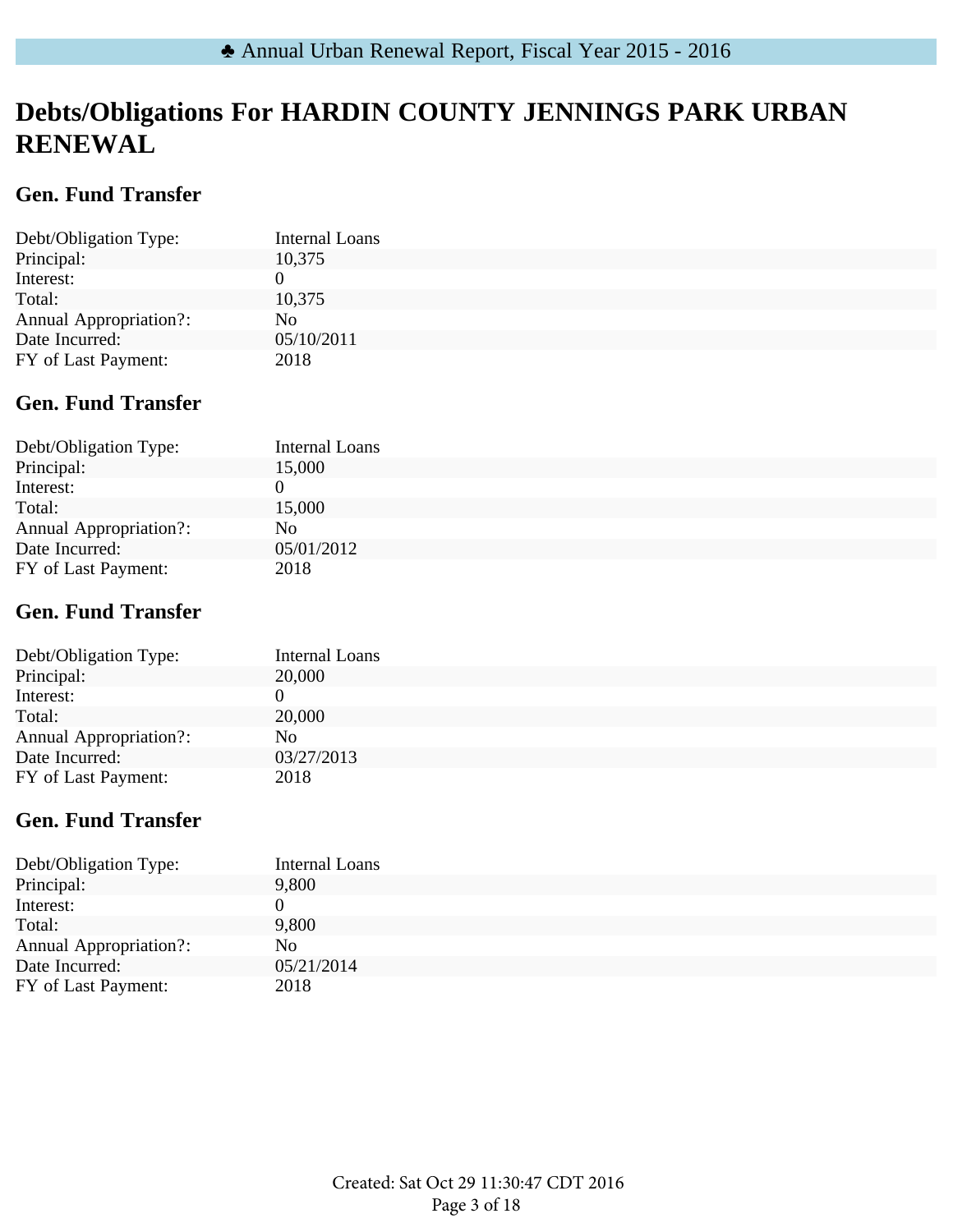# Debts/Obligations For HARDIN COUNTY JENNINGS PARK URBAN RENEWAL

## Gen. Fund Transfer

| | |
|---|---|
| Debt/Obligation Type: | Internal Loans |
| Principal: | 10,375 |
| Interest: | 0 |
| Total: | 10,375 |
| Annual Appropriation?: | No |
| Date Incurred: | 05/10/2011 |
| FY of Last Payment: | 2018 |

## Gen. Fund Transfer

| | |
|---|---|
| Debt/Obligation Type: | Internal Loans |
| Principal: | 15,000 |
| Interest: | 0 |
| Total: | 15,000 |
| Annual Appropriation?: | No |
| Date Incurred: | 05/01/2012 |
| FY of Last Payment: | 2018 |

## Gen. Fund Transfer

| | |
|---|---|
| Debt/Obligation Type: | Internal Loans |
| Principal: | 20,000 |
| Interest: | 0 |
| Total: | 20,000 |
| Annual Appropriation?: | No |
| Date Incurred: | 03/27/2013 |
| FY of Last Payment: | 2018 |

## Gen. Fund Transfer

| | |
|---|---|
| Debt/Obligation Type: | Internal Loans |
| Principal: | 9,800 |
| Interest: | 0 |
| Total: | 9,800 |
| Annual Appropriation?: | No |
| Date Incurred: | 05/21/2014 |
| FY of Last Payment: | 2018 |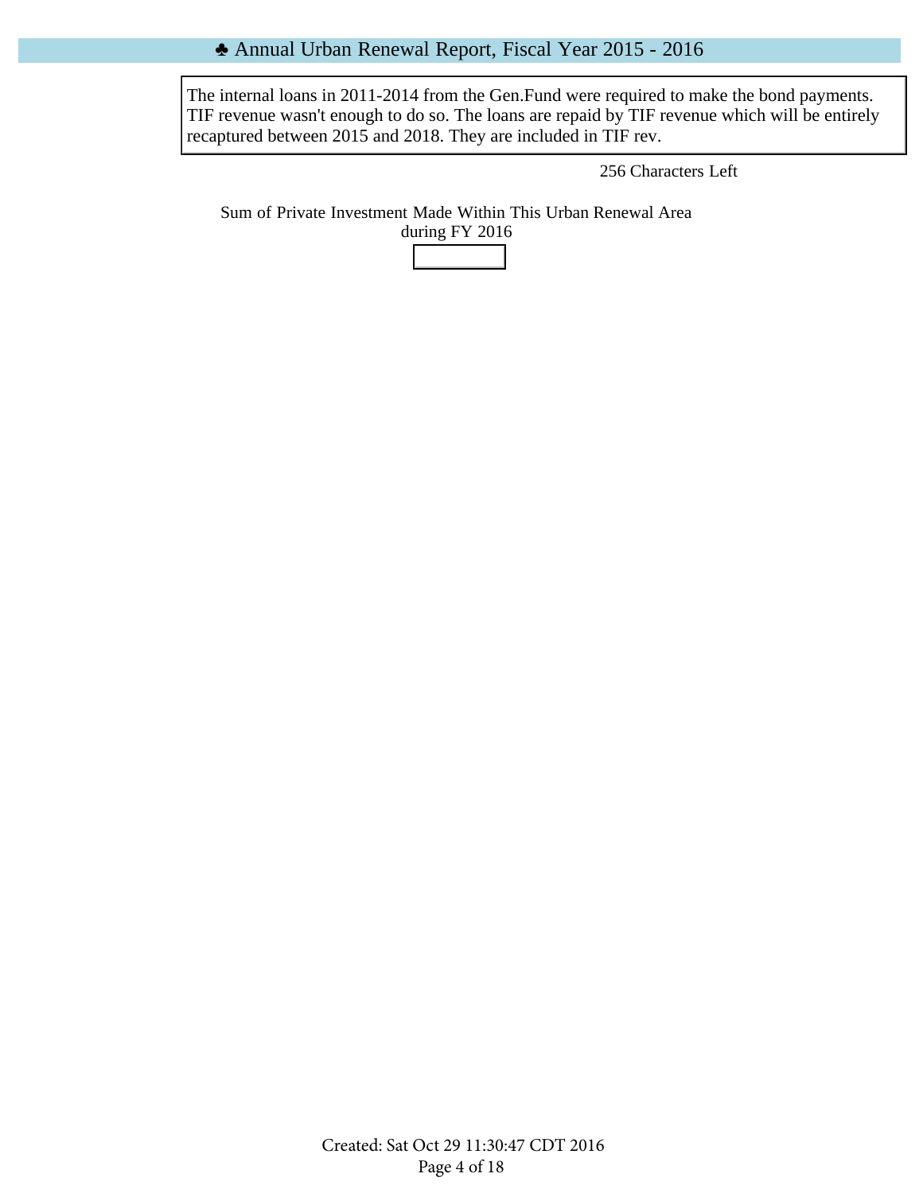The internal loans in 2011-2014 from the Gen.Fund were required to make the bond payments. TIF revenue wasn't enough to do so. The loans are repaid by TIF revenue which will be entirely recaptured between 2015 and 2018. They are included in TIF rev.

256 Characters Left

Sum of Private Investment Made Within This Urban Renewal Area during FY 2016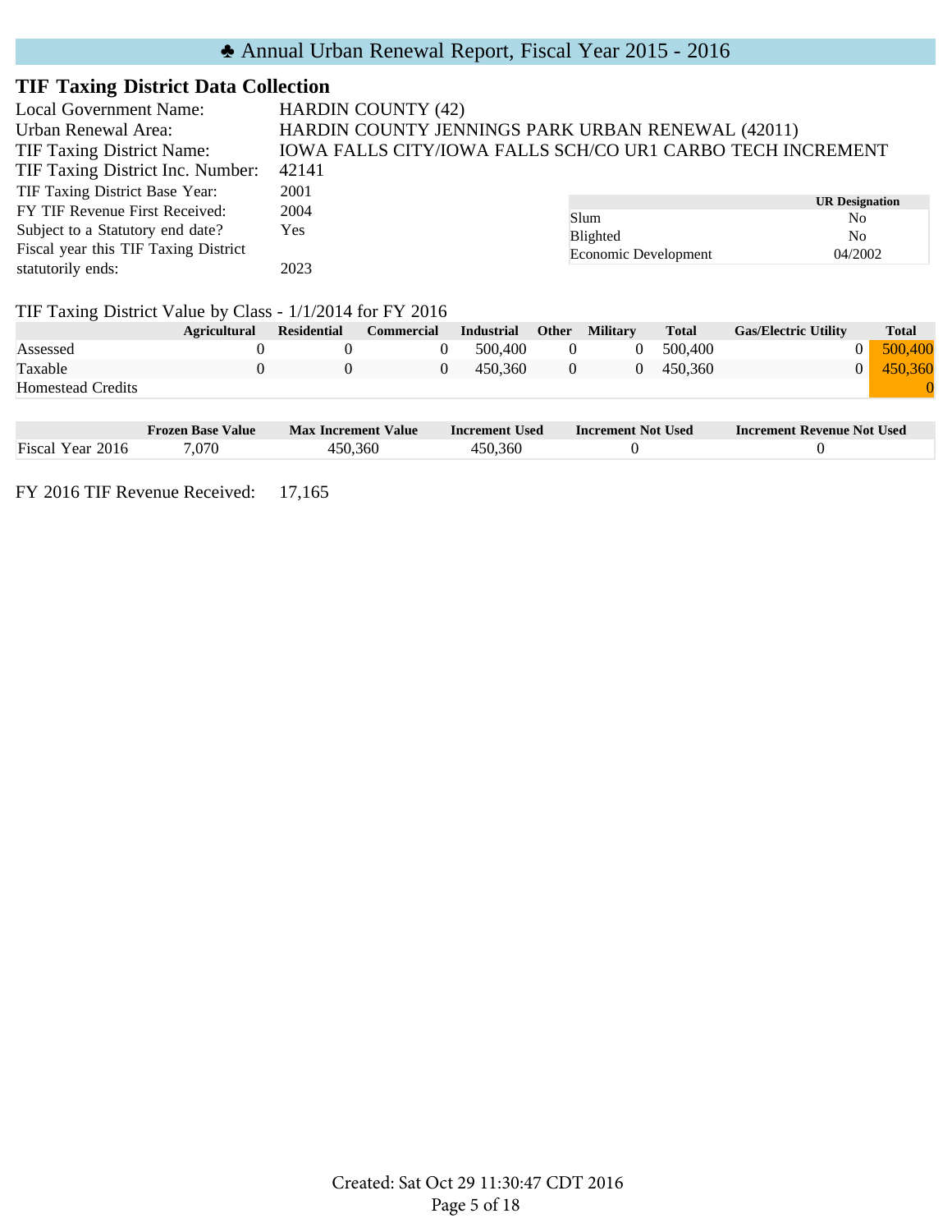# ♣ Annual Urban Renewal Report, Fiscal Year 2015 - 2016

## TIF Taxing District Data Collection

Local Government Name: HARDIN COUNTY (42)
Urban Renewal Area: HARDIN COUNTY JENNINGS PARK URBAN RENEWAL (42011)
TIF Taxing District Name: IOWA FALLS CITY/IOWA FALLS SCH/CO UR1 CARBO TECH INCREMENT
TIF Taxing District Inc. Number: 42141
TIF Taxing District Base Year: 2001
FY TIF Revenue First Received: 2004
Subject to a Statutory end date? Yes
Fiscal year this TIF Taxing District statutorily ends: 2023

| | UR Designation |
|---|---|
| Slum | No |
| Blighted | No |
| Economic Development | 04/2002 |

TIF Taxing District Value by Class - 1/1/2014 for FY 2016

| | Agricultural | Residential | Commercial | Industrial | Other | Military | Total | Gas/Electric Utility | Total |
|---|---|---|---|---|---|---|---|---|---|
| Assessed | 0 | 0 | 0 | 500,400 | 0 | 0 | 500,400 | 0 | 500,400 |
| Taxable | 0 | 0 | 0 | 450,360 | 0 | 0 | 450,360 | 0 | 450,360 |
| Homestead Credits | | | | | | | | | 0 |

| | Frozen Base Value | Max Increment Value | Increment Used | Increment Not Used | Increment Revenue Not Used |
|---|---|---|---|---|---|
| Fiscal Year 2016 | 7,070 | 450,360 | 450,360 | 0 | 0 |

FY 2016 TIF Revenue Received: 17,165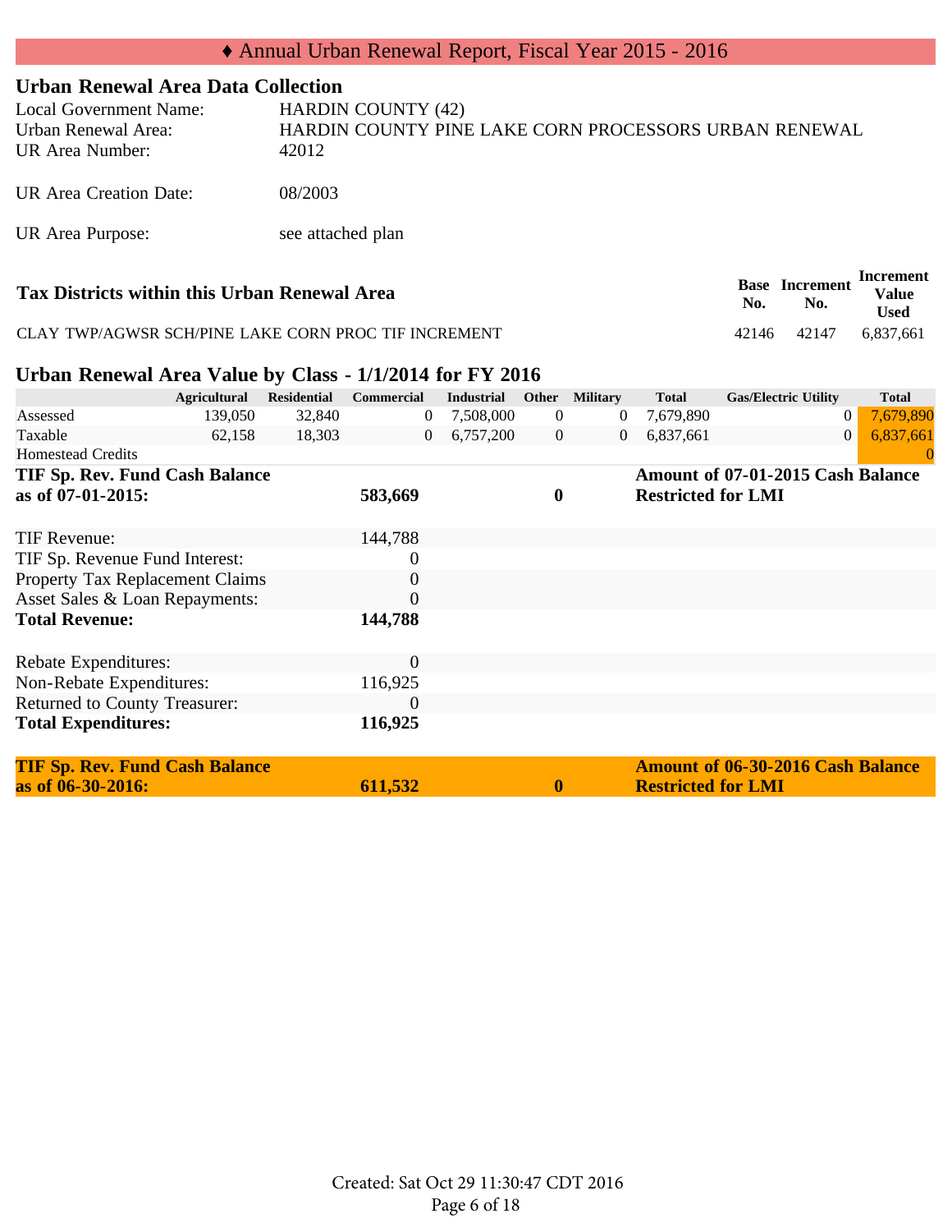## ♦ Annual Urban Renewal Report, Fiscal Year 2015 - 2016

### Urban Renewal Area Data Collection

| | |
|---|---|
| Local Government Name: | HARDIN COUNTY (42) |
| Urban Renewal Area: | HARDIN COUNTY PINE LAKE CORN PROCESSORS URBAN RENEWAL |
| UR Area Number: | 42012 |
| UR Area Creation Date: | 08/2003 |
| UR Area Purpose: | see attached plan |

### Tax Districts within this Urban Renewal Area

| | Base No. | Increment No. | Increment Value Used |
|---|---|---|---|
| CLAY TWP/AGWSR SCH/PINE LAKE CORN PROC TIF INCREMENT | 42146 | 42147 | 6,837,661 |

### Urban Renewal Area Value by Class - 1/1/2014 for FY 2016

| | Agricultural | Residential | Commercial | Industrial | Other | Military | Total | Gas/Electric Utility | Total |
|---|---|---|---|---|---|---|---|---|---|
| Assessed | 139,050 | 32,840 | 0 | 7,508,000 | 0 | 0 | 7,679,890 | 0 | 7,679,890 |
| Taxable | 62,158 | 18,303 | 0 | 6,757,200 | 0 | 0 | 6,837,661 | 0 | 6,837,661 |
| Homestead Credits | | | | | | | | | 0 |

| | | | |
|---|---|---|---|
| **TIF Sp. Rev. Fund Cash Balance as of 07-01-2015:** | **583,669** | **0** | **Amount of 07-01-2015 Cash Balance Restricted for LMI** |
| TIF Revenue: | 144,788 | | |
| TIF Sp. Revenue Fund Interest: | 0 | | |
| Property Tax Replacement Claims | 0 | | |
| Asset Sales & Loan Repayments: | 0 | | |
| **Total Revenue:** | **144,788** | | |
| Rebate Expenditures: | 0 | | |
| Non-Rebate Expenditures: | 116,925 | | |
| Returned to County Treasurer: | 0 | | |
| **Total Expenditures:** | **116,925** | | |
| **TIF Sp. Rev. Fund Cash Balance as of 06-30-2016:** | **611,532** | **0** | **Amount of 06-30-2016 Cash Balance Restricted for LMI** |

Created: Sat Oct 29 11:30:47 CDT 2016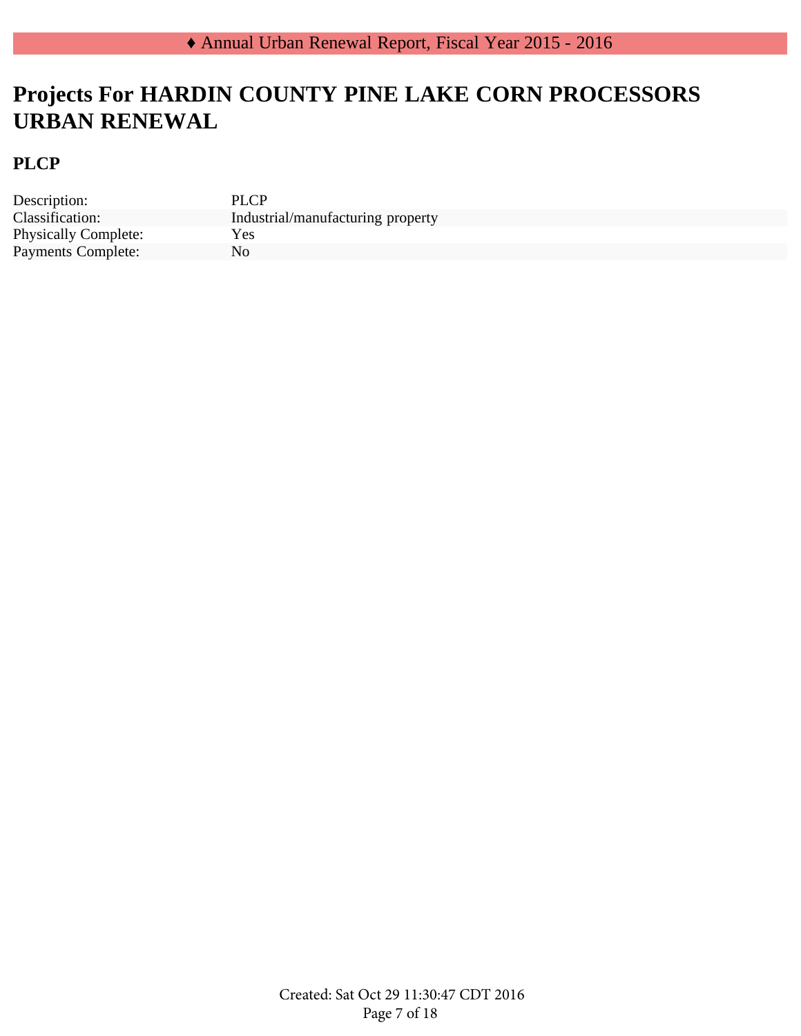# Projects For HARDIN COUNTY PINE LAKE CORN PROCESSORS URBAN RENEWAL

## PLCP

| | |
|---|---|
| Description: | PLCP |
| Classification: | Industrial/manufacturing property |
| Physically Complete: | Yes |
| Payments Complete: | No |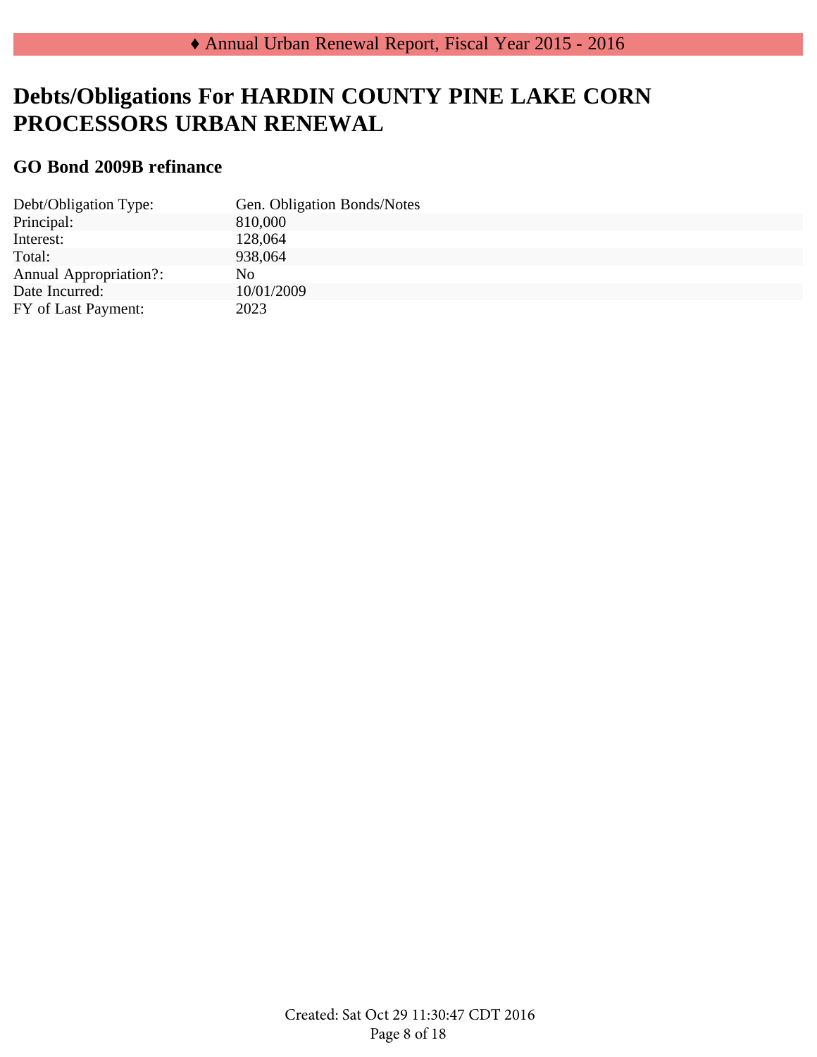# Debts/Obligations For HARDIN COUNTY PINE LAKE CORN PROCESSORS URBAN RENEWAL

## GO Bond 2009B refinance

| | |
|---|---|
| Debt/Obligation Type: | Gen. Obligation Bonds/Notes |
| Principal: | 810,000 |
| Interest: | 128,064 |
| Total: | 938,064 |
| Annual Appropriation?: | No |
| Date Incurred: | 10/01/2009 |
| FY of Last Payment: | 2023 |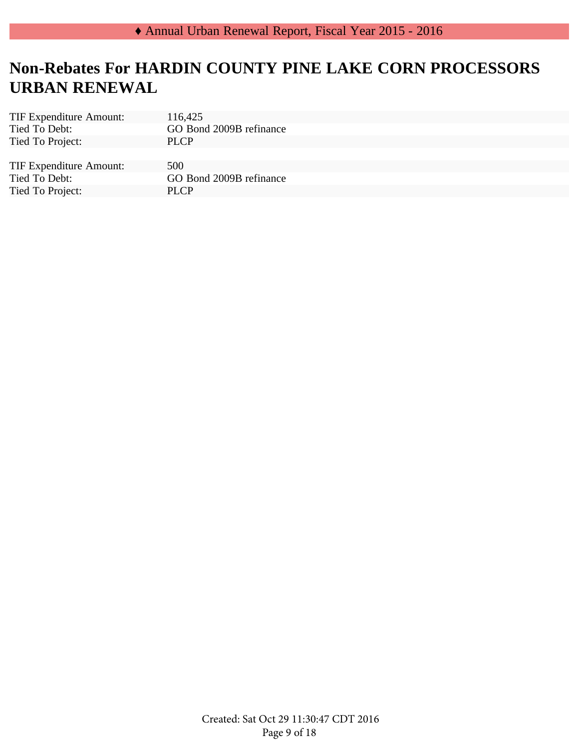# Non-Rebates For HARDIN COUNTY PINE LAKE CORN PROCESSORS URBAN RENEWAL

| | |
|---|---|
| TIF Expenditure Amount: | 116,425 |
| Tied To Debt: | GO Bond 2009B refinance |
| Tied To Project: | PLCP |

| | |
|---|---|
| TIF Expenditure Amount: | 500 |
| Tied To Debt: | GO Bond 2009B refinance |
| Tied To Project: | PLCP |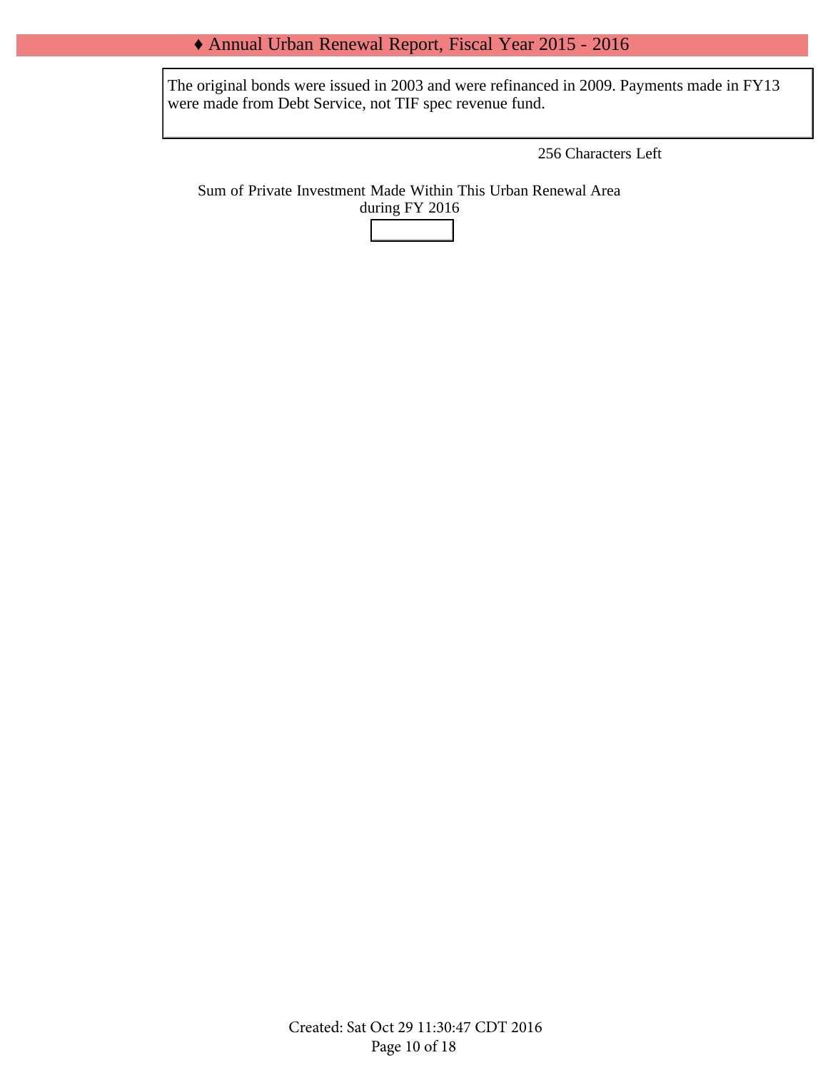The original bonds were issued in 2003 and were refinanced in 2009. Payments made in FY13 were made from Debt Service, not TIF spec revenue fund.

256 Characters Left

Sum of Private Investment Made Within This Urban Renewal Area during FY 2016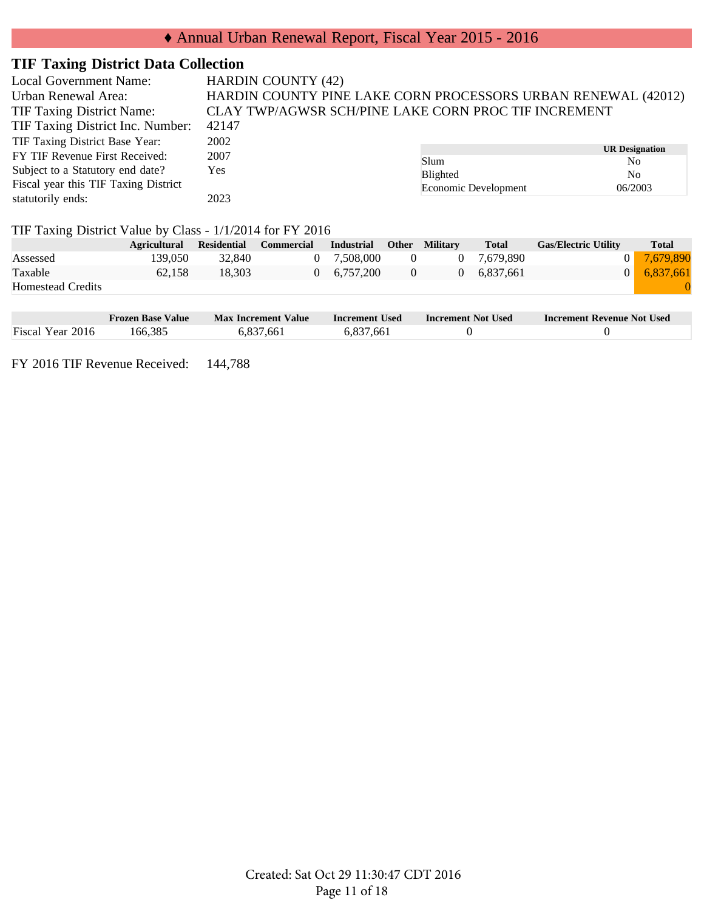# ♦ Annual Urban Renewal Report, Fiscal Year 2015 - 2016

## TIF Taxing District Data Collection

| | |
|---|---|
| Local Government Name: | HARDIN COUNTY (42) |
| Urban Renewal Area: | HARDIN COUNTY PINE LAKE CORN PROCESSORS URBAN RENEWAL (42012) |
| TIF Taxing District Name: | CLAY TWP/AGWSR SCH/PINE LAKE CORN PROC TIF INCREMENT |
| TIF Taxing District Inc. Number: | 42147 |
| TIF Taxing District Base Year: | 2002 |
| FY TIF Revenue First Received: | 2007 |
| Subject to a Statutory end date? | Yes |
| Fiscal year this TIF Taxing District statutorily ends: | 2023 |

| | UR Designation |
|---|---|
| Slum | No |
| Blighted | No |
| Economic Development | 06/2003 |

TIF Taxing District Value by Class - 1/1/2014 for FY 2016

| | Agricultural | Residential | Commercial | Industrial | Other | Military | Total | Gas/Electric Utility | Total |
|---|---|---|---|---|---|---|---|---|---|
| Assessed | 139,050 | 32,840 | 0 | 7,508,000 | 0 | 0 | 7,679,890 | 0 | 7,679,890 |
| Taxable | 62,158 | 18,303 | 0 | 6,757,200 | 0 | 0 | 6,837,661 | 0 | 6,837,661 |
| Homestead Credits | | | | | | | | | 0 |

| | Frozen Base Value | Max Increment Value | Increment Used | Increment Not Used | Increment Revenue Not Used |
|---|---|---|---|---|---|
| Fiscal Year 2016 | 166,385 | 6,837,661 | 6,837,661 | 0 | 0 |

FY 2016 TIF Revenue Received: 144,788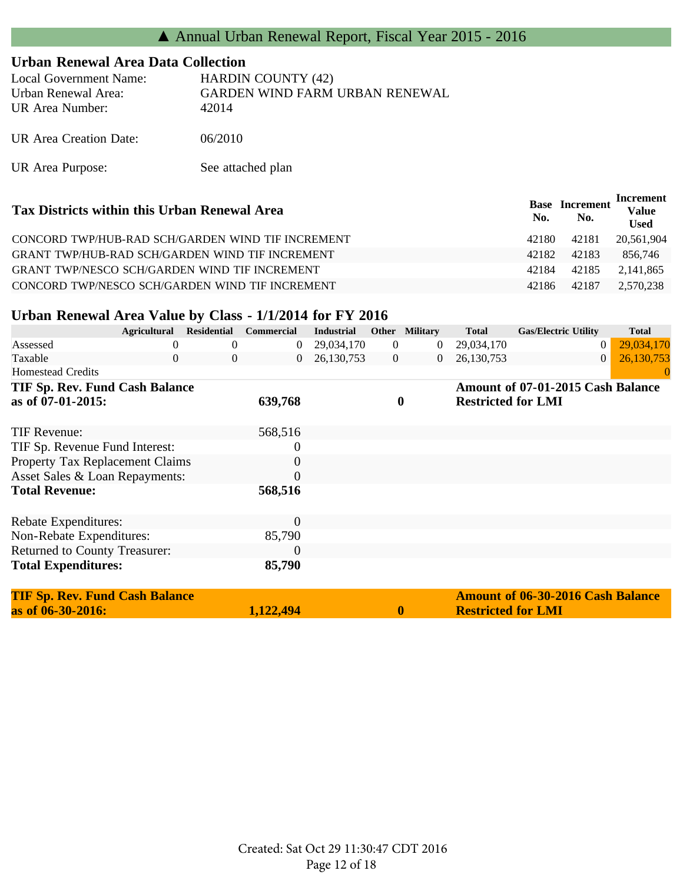# ▲ Annual Urban Renewal Report, Fiscal Year 2015 - 2016

## Urban Renewal Area Data Collection

| | |
|---|---|
| Local Government Name: | HARDIN COUNTY (42) |
| Urban Renewal Area: | GARDEN WIND FARM URBAN RENEWAL |
| UR Area Number: | 42014 |
| UR Area Creation Date: | 06/2010 |
| UR Area Purpose: | See attached plan |

## Tax Districts within this Urban Renewal Area

| Tax Districts within this Urban Renewal Area | Base No. | Increment No. | Increment Value Used |
|---|---|---|---|
| CONCORD TWP/HUB-RAD SCH/GARDEN WIND TIF INCREMENT | 42180 | 42181 | 20,561,904 |
| GRANT TWP/HUB-RAD SCH/GARDEN WIND TIF INCREMENT | 42182 | 42183 | 856,746 |
| GRANT TWP/NESCO SCH/GARDEN WIND TIF INCREMENT | 42184 | 42185 | 2,141,865 |
| CONCORD TWP/NESCO SCH/GARDEN WIND TIF INCREMENT | 42186 | 42187 | 2,570,238 |

## Urban Renewal Area Value by Class - 1/1/2014 for FY 2016

| | Agricultural | Residential | Commercial | Industrial | Other | Military | Total | Gas/Electric Utility | Total |
|---|---|---|---|---|---|---|---|---|---|
| Assessed | 0 | 0 | 0 | 29,034,170 | 0 | 0 | 29,034,170 | 0 | 29,034,170 |
| Taxable | 0 | 0 | 0 | 26,130,753 | 0 | 0 | 26,130,753 | 0 | 26,130,753 |
| Homestead Credits | | | | | | | | | 0 |

| | | | |
|---|---|---|---|
| **TIF Sp. Rev. Fund Cash Balance as of 07-01-2015:** | **639,768** | **0** | **Amount of 07-01-2015 Cash Balance Restricted for LMI** |
| TIF Revenue: | 568,516 | | |
| TIF Sp. Revenue Fund Interest: | 0 | | |
| Property Tax Replacement Claims | 0 | | |
| Asset Sales & Loan Repayments: | 0 | | |
| **Total Revenue:** | **568,516** | | |
| Rebate Expenditures: | 0 | | |
| Non-Rebate Expenditures: | 85,790 | | |
| Returned to County Treasurer: | 0 | | |
| **Total Expenditures:** | **85,790** | | |
| **TIF Sp. Rev. Fund Cash Balance as of 06-30-2016:** | **1,122,494** | **0** | **Amount of 06-30-2016 Cash Balance Restricted for LMI** |

Created: Sat Oct 29 11:30:47 CDT 2016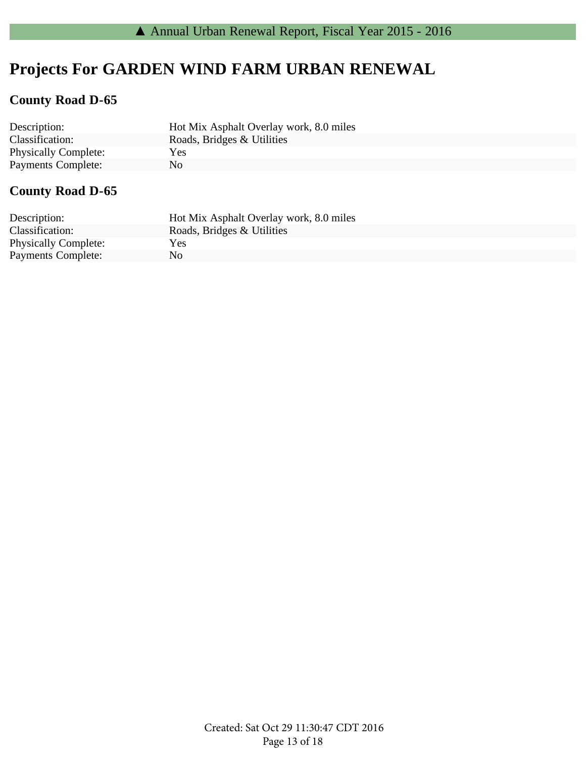# Projects For GARDEN WIND FARM URBAN RENEWAL

## County Road D-65

| | |
|---|---|
| Description: | Hot Mix Asphalt Overlay work, 8.0 miles |
| Classification: | Roads, Bridges & Utilities |
| Physically Complete: | Yes |
| Payments Complete: | No |

## County Road D-65

| | |
|---|---|
| Description: | Hot Mix Asphalt Overlay work, 8.0 miles |
| Classification: | Roads, Bridges & Utilities |
| Physically Complete: | Yes |
| Payments Complete: | No |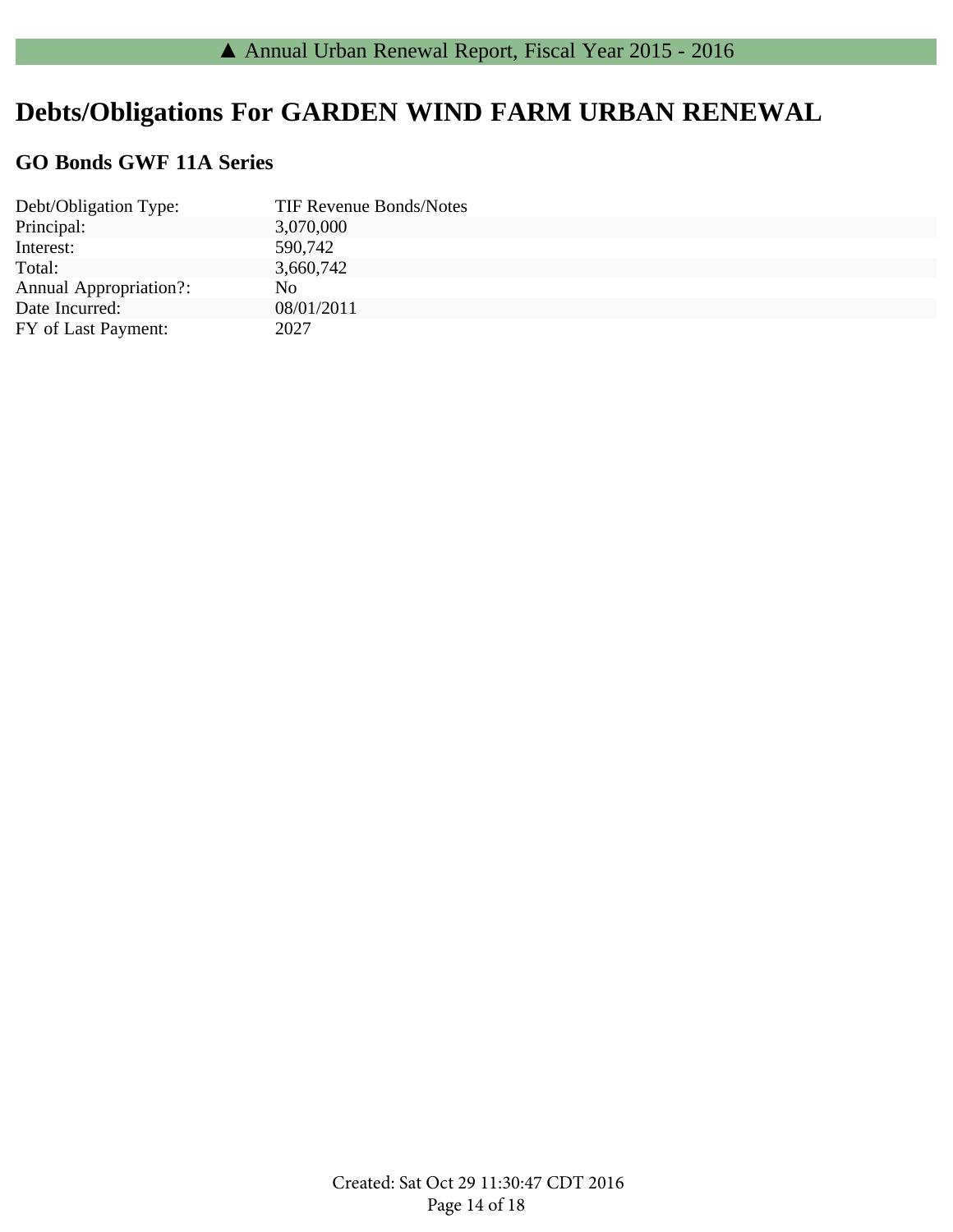# Debts/Obligations For GARDEN WIND FARM URBAN RENEWAL

## GO Bonds GWF 11A Series

| | |
|---|---|
| Debt/Obligation Type: | TIF Revenue Bonds/Notes |
| Principal: | 3,070,000 |
| Interest: | 590,742 |
| Total: | 3,660,742 |
| Annual Appropriation?: | No |
| Date Incurred: | 08/01/2011 |
| FY of Last Payment: | 2027 |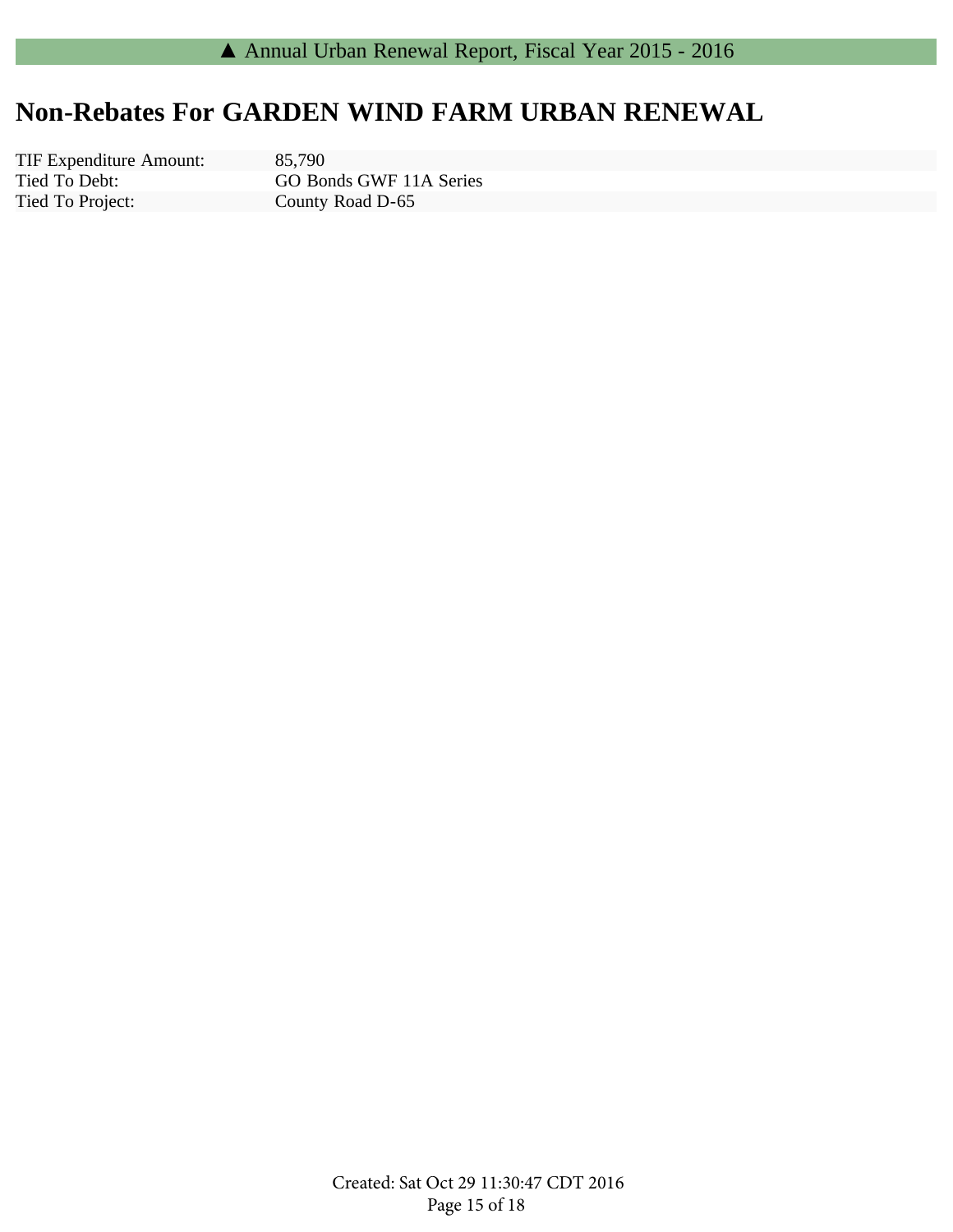# Non-Rebates For GARDEN WIND FARM URBAN RENEWAL

| | |
|---|---|
| TIF Expenditure Amount: | 85,790 |
| Tied To Debt: | GO Bonds GWF 11A Series |
| Tied To Project: | County Road D-65 |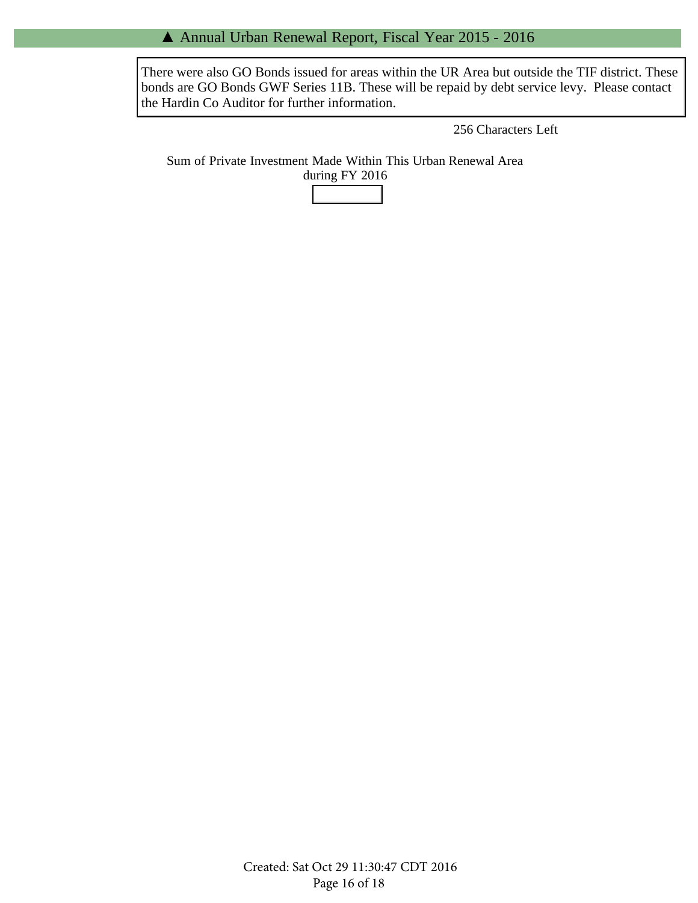There were also GO Bonds issued for areas within the UR Area but outside the TIF district. These bonds are GO Bonds GWF Series 11B. These will be repaid by debt service levy. Please contact the Hardin Co Auditor for further information.

256 Characters Left

Sum of Private Investment Made Within This Urban Renewal Area during FY 2016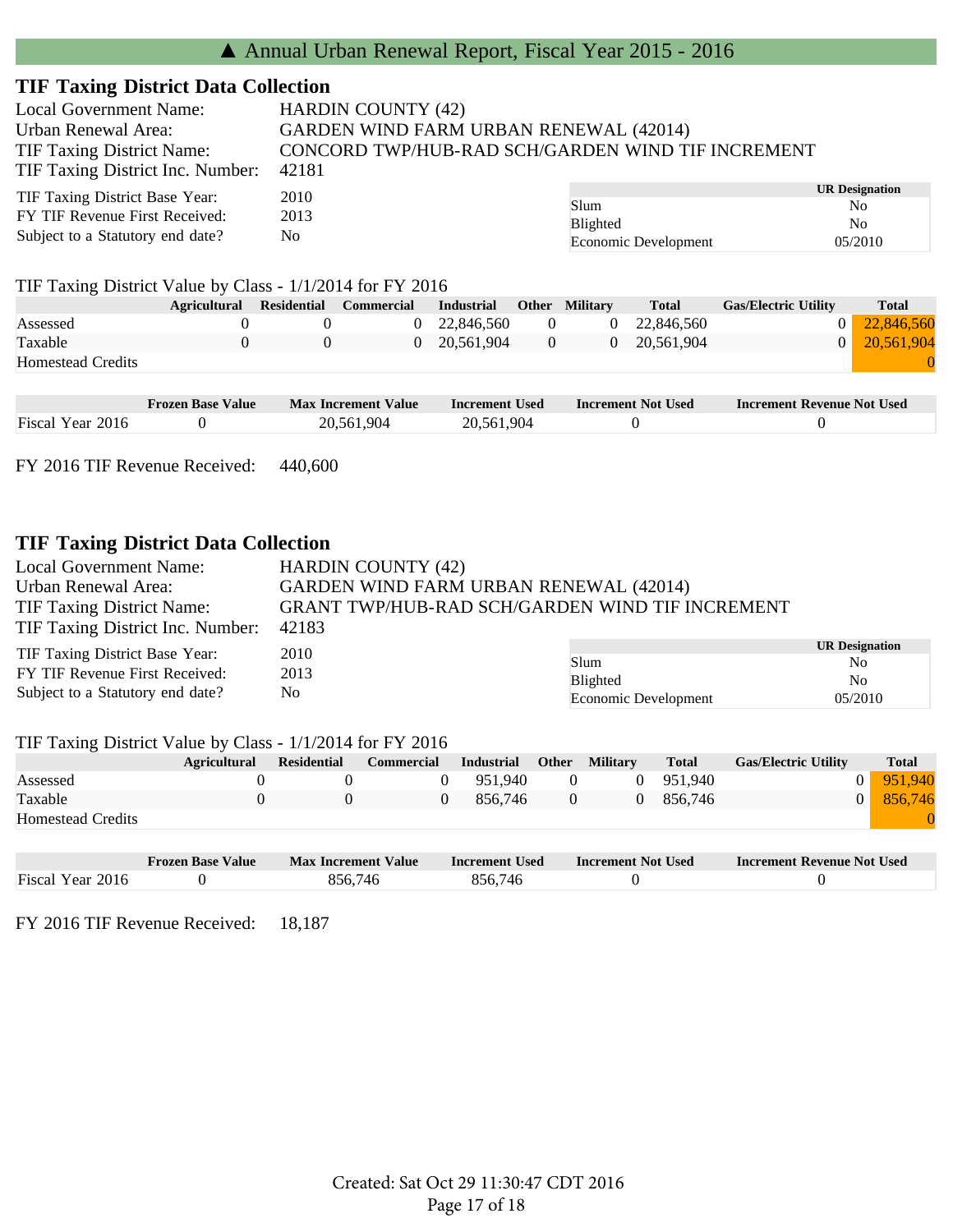▲ Annual Urban Renewal Report, Fiscal Year 2015 - 2016

## TIF Taxing District Data Collection

Local Government Name: HARDIN COUNTY (42)
Urban Renewal Area: GARDEN WIND FARM URBAN RENEWAL (42014)
TIF Taxing District Name: CONCORD TWP/HUB-RAD SCH/GARDEN WIND TIF INCREMENT
TIF Taxing District Inc. Number: 42181

TIF Taxing District Base Year: 2010
FY TIF Revenue First Received: 2013
Subject to a Statutory end date? No

| | UR Designation |
|---|---|
| Slum | No |
| Blighted | No |
| Economic Development | 05/2010 |

TIF Taxing District Value by Class - 1/1/2014 for FY 2016

| | Agricultural | Residential | Commercial | Industrial | Other | Military | Total | Gas/Electric Utility | Total |
|---|---|---|---|---|---|---|---|---|---|
| Assessed | 0 | 0 | 0 | 22,846,560 | 0 | 0 | 22,846,560 | 0 | 22,846,560 |
| Taxable | 0 | 0 | 0 | 20,561,904 | 0 | 0 | 20,561,904 | 0 | 20,561,904 |
| Homestead Credits | | | | | | | | | 0 |

| | Frozen Base Value | Max Increment Value | Increment Used | Increment Not Used | Increment Revenue Not Used |
|---|---|---|---|---|---|
| Fiscal Year 2016 | 0 | 20,561,904 | 20,561,904 | 0 | 0 |

FY 2016 TIF Revenue Received: 440,600

## TIF Taxing District Data Collection

Local Government Name: HARDIN COUNTY (42)
Urban Renewal Area: GARDEN WIND FARM URBAN RENEWAL (42014)
TIF Taxing District Name: GRANT TWP/HUB-RAD SCH/GARDEN WIND TIF INCREMENT
TIF Taxing District Inc. Number: 42183

TIF Taxing District Base Year: 2010
FY TIF Revenue First Received: 2013
Subject to a Statutory end date? No

| | UR Designation |
|---|---|
| Slum | No |
| Blighted | No |
| Economic Development | 05/2010 |

TIF Taxing District Value by Class - 1/1/2014 for FY 2016

| | Agricultural | Residential | Commercial | Industrial | Other | Military | Total | Gas/Electric Utility | Total |
|---|---|---|---|---|---|---|---|---|---|
| Assessed | 0 | 0 | 0 | 951,940 | 0 | 0 | 951,940 | 0 | 951,940 |
| Taxable | 0 | 0 | 0 | 856,746 | 0 | 0 | 856,746 | 0 | 856,746 |
| Homestead Credits | | | | | | | | | 0 |

| | Frozen Base Value | Max Increment Value | Increment Used | Increment Not Used | Increment Revenue Not Used |
|---|---|---|---|---|---|
| Fiscal Year 2016 | 0 | 856,746 | 856,746 | 0 | 0 |

FY 2016 TIF Revenue Received: 18,187

Created: Sat Oct 29 11:30:47 CDT 2016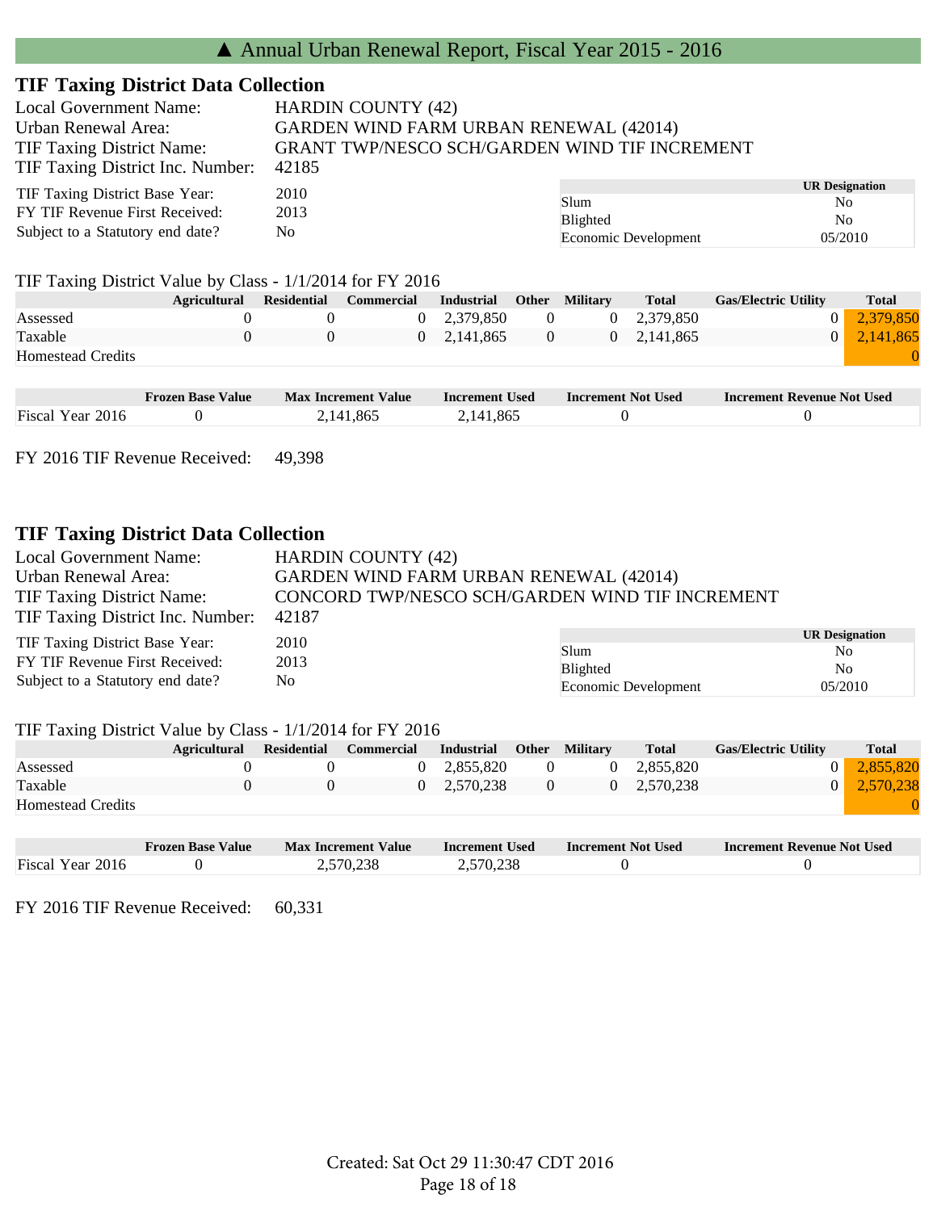## ▲ Annual Urban Renewal Report, Fiscal Year 2015 - 2016

### TIF Taxing District Data Collection

Local Government Name: HARDIN COUNTY (42)
Urban Renewal Area: GARDEN WIND FARM URBAN RENEWAL (42014)
TIF Taxing District Name: GRANT TWP/NESCO SCH/GARDEN WIND TIF INCREMENT
TIF Taxing District Inc. Number: 42185

TIF Taxing District Base Year: 2010
FY TIF Revenue First Received: 2013
Subject to a Statutory end date? No

| | UR Designation |
|---|---|
| Slum | No |
| Blighted | No |
| Economic Development | 05/2010 |

TIF Taxing District Value by Class - 1/1/2014 for FY 2016

| | Agricultural | Residential | Commercial | Industrial | Other | Military | Total | Gas/Electric Utility | Total |
|---|---|---|---|---|---|---|---|---|---|
| Assessed | 0 | 0 | 0 | 2,379,850 | 0 | 0 | 2,379,850 | 0 | 2,379,850 |
| Taxable | 0 | 0 | 0 | 2,141,865 | 0 | 0 | 2,141,865 | 0 | 2,141,865 |
| Homestead Credits | | | | | | | | | 0 |

| | Frozen Base Value | Max Increment Value | Increment Used | Increment Not Used | Increment Revenue Not Used |
|---|---|---|---|---|---|
| Fiscal Year 2016 | 0 | 2,141,865 | 2,141,865 | 0 | 0 |

FY 2016 TIF Revenue Received: 49,398

### TIF Taxing District Data Collection

Local Government Name: HARDIN COUNTY (42)
Urban Renewal Area: GARDEN WIND FARM URBAN RENEWAL (42014)
TIF Taxing District Name: CONCORD TWP/NESCO SCH/GARDEN WIND TIF INCREMENT
TIF Taxing District Inc. Number: 42187

TIF Taxing District Base Year: 2010
FY TIF Revenue First Received: 2013
Subject to a Statutory end date? No

| | UR Designation |
|---|---|
| Slum | No |
| Blighted | No |
| Economic Development | 05/2010 |

TIF Taxing District Value by Class - 1/1/2014 for FY 2016

| | Agricultural | Residential | Commercial | Industrial | Other | Military | Total | Gas/Electric Utility | Total |
|---|---|---|---|---|---|---|---|---|---|
| Assessed | 0 | 0 | 0 | 2,855,820 | 0 | 0 | 2,855,820 | 0 | 2,855,820 |
| Taxable | 0 | 0 | 0 | 2,570,238 | 0 | 0 | 2,570,238 | 0 | 2,570,238 |
| Homestead Credits | | | | | | | | | 0 |

| | Frozen Base Value | Max Increment Value | Increment Used | Increment Not Used | Increment Revenue Not Used |
|---|---|---|---|---|---|
| Fiscal Year 2016 | 0 | 2,570,238 | 2,570,238 | 0 | 0 |

FY 2016 TIF Revenue Received: 60,331

Created: Sat Oct 29 11:30:47 CDT 2016